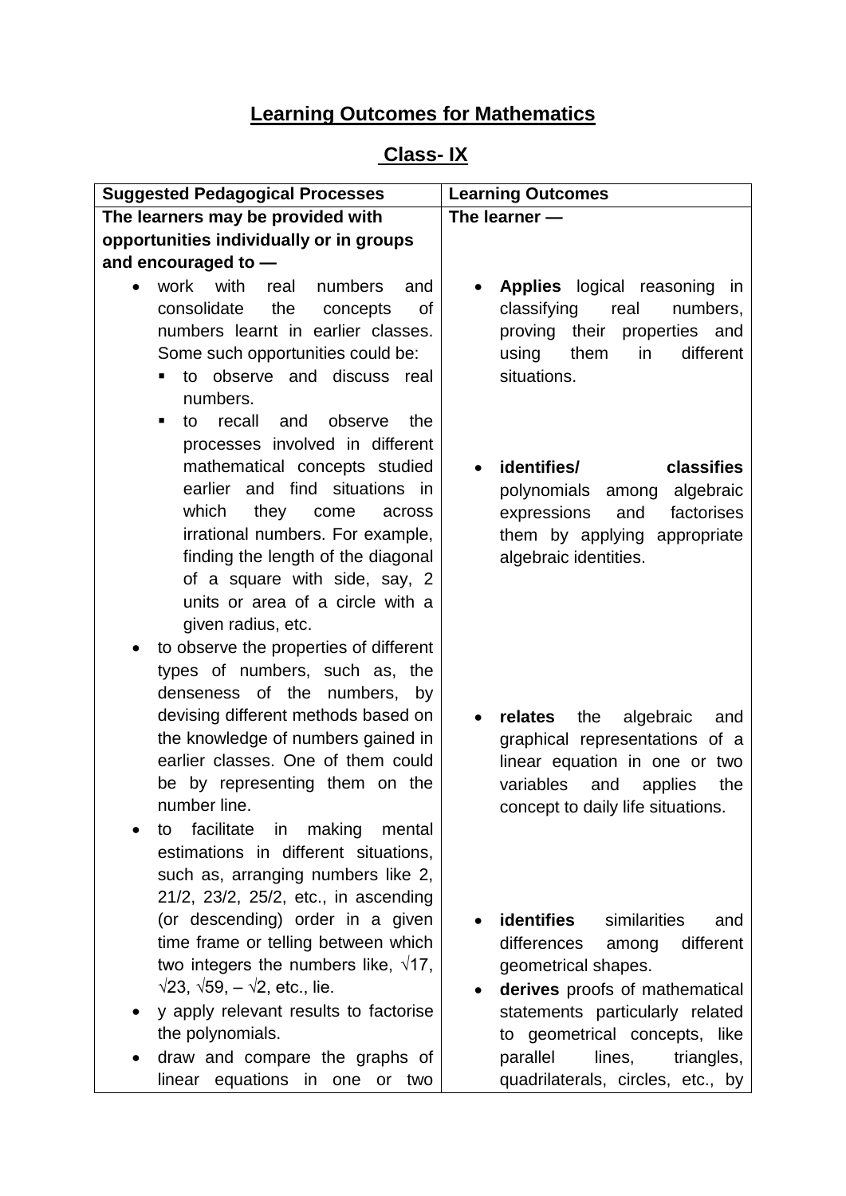# Learning Outcomes for Mathematics

## Class- IX

| Suggested Pedagogical Processes | Learning Outcomes |
|---|---|
| **The learners may be provided with opportunities individually or in groups and encouraged to —** | **The learner —** |
| • work with real numbers and consolidate the concepts of numbers learnt in earlier classes. Some such opportunities could be: <br> ▪ to observe and discuss real numbers. <br> ▪ to recall and observe the processes involved in different mathematical concepts studied earlier and find situations in which they come across irrational numbers. For example, finding the length of the diagonal of a square with side, say, 2 units or area of a circle with a given radius, etc. <br> • to observe the properties of different types of numbers, such as, the denseness of the numbers, by devising different methods based on the knowledge of numbers gained in earlier classes. One of them could be by representing them on the number line. <br> • to facilitate in making mental estimations in different situations, such as, arranging numbers like 2, 21/2, 23/2, 25/2, etc., in ascending (or descending) order in a given time frame or telling between which two integers the numbers like, $\sqrt{17}$, $\sqrt{23}$, $\sqrt{59}$, $-\sqrt{2}$, etc., lie. <br> • y apply relevant results to factorise the polynomials. <br> • draw and compare the graphs of linear equations in one or two | • **Applies** logical reasoning in classifying real numbers, proving their properties and using them in different situations. <br> • **identifies/ classifies** polynomials among algebraic expressions and factorises them by applying appropriate algebraic identities. <br> • **relates** the algebraic and graphical representations of a linear equation in one or two variables and applies the concept to daily life situations. <br> • **identifies** similarities and differences among different geometrical shapes. <br> • **derives** proofs of mathematical statements particularly related to geometrical concepts, like parallel lines, triangles, quadrilaterals, circles, etc., by |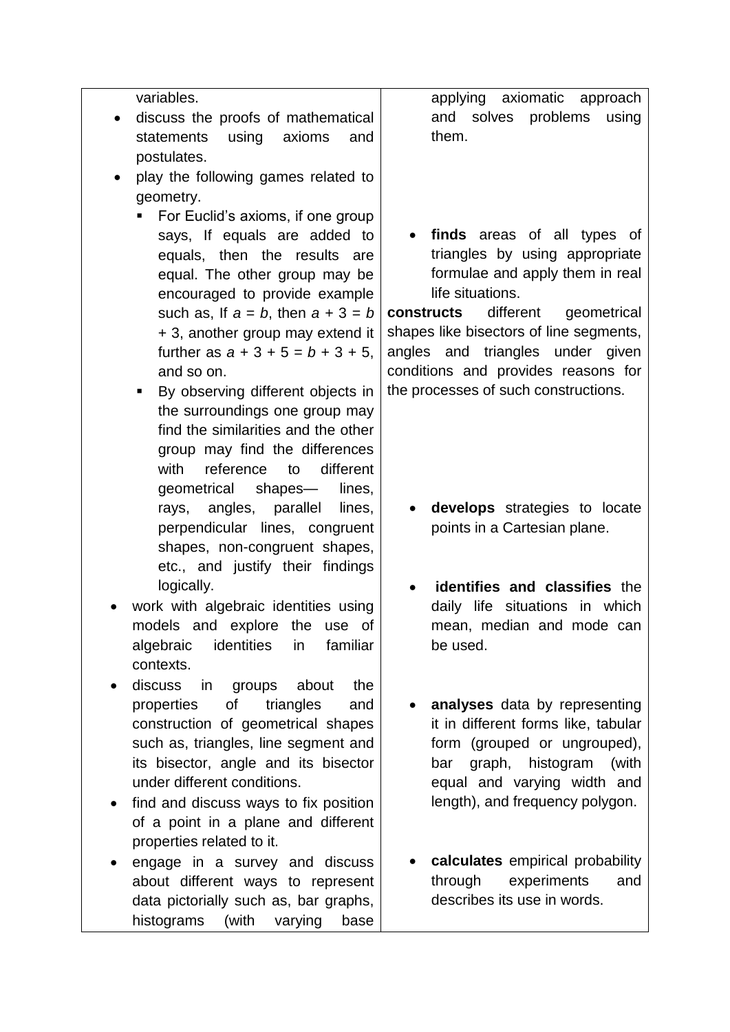| | |
|---|---|
| variables.<br>• discuss the proofs of mathematical statements using axioms and postulates.<br>• play the following games related to geometry.<br>  ▪ For Euclid's axioms, if one group says, If equals are added to equals, then the results are equal. The other group may be encouraged to provide example such as, If $a = b$, then $a + 3 = b + 3$, another group may extend it further as $a + 3 + 5 = b + 3 + 5$, and so on.<br>  ▪ By observing different objects in the surroundings one group may find the similarities and the other group may find the differences with reference to different geometrical shapes— lines, rays, angles, parallel lines, perpendicular lines, congruent shapes, non-congruent shapes, etc., and justify their findings logically.<br>• work with algebraic identities using models and explore the use of algebraic identities in familiar contexts.<br>• discuss in groups about the properties of triangles and construction of geometrical shapes such as, triangles, line segment and its bisector, angle and its bisector under different conditions.<br>• find and discuss ways to fix position of a point in a plane and different properties related to it.<br>• engage in a survey and discuss about different ways to represent data pictorially such as, bar graphs, histograms (with varying base | applying axiomatic approach and solves problems using them.<br><br>• **finds** areas of all types of triangles by using appropriate formulae and apply them in real life situations.<br>**constructs** different geometrical shapes like bisectors of line segments, angles and triangles under given conditions and provides reasons for the processes of such constructions.<br><br>• **develops** strategies to locate points in a Cartesian plane.<br><br>• **identifies and classifies** the daily life situations in which mean, median and mode can be used.<br><br>• **analyses** data by representing it in different forms like, tabular form (grouped or ungrouped), bar graph, histogram (with equal and varying width and length), and frequency polygon.<br><br>• **calculates** empirical probability through experiments and describes its use in words. |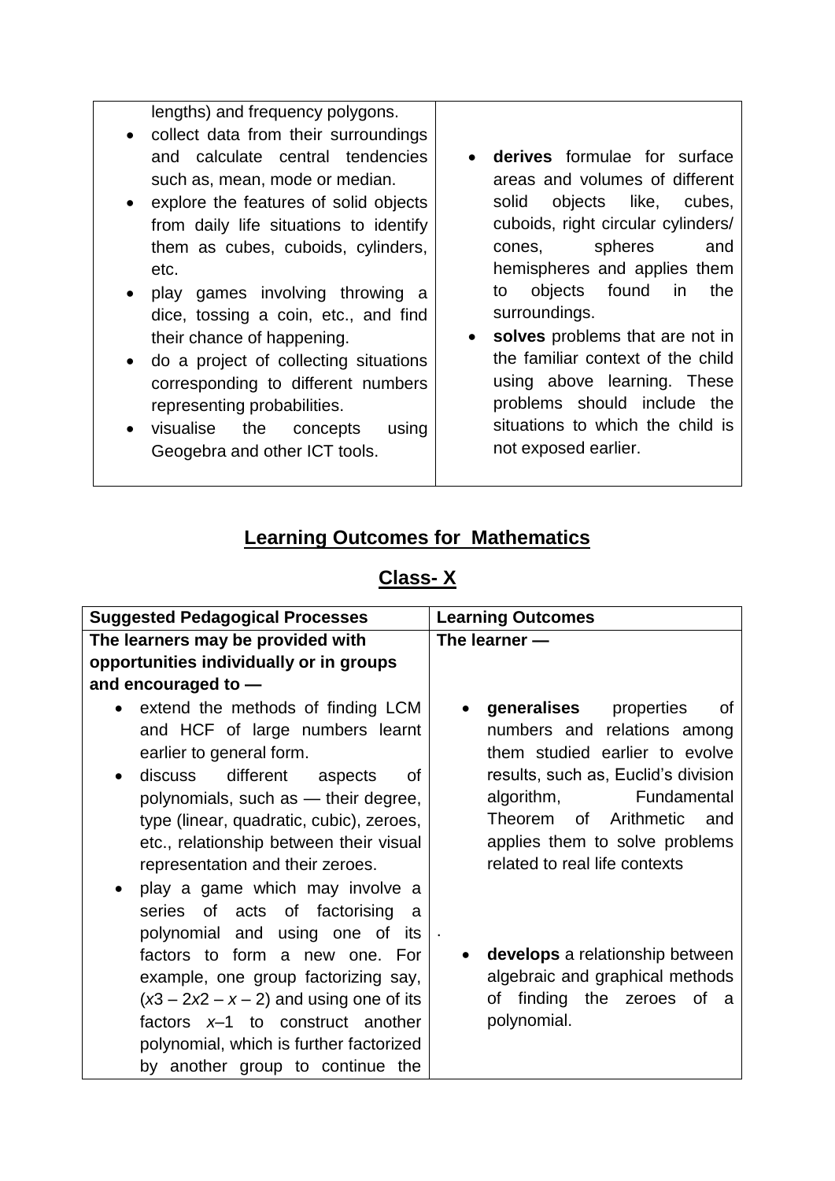| | |
|---|---|
| lengths) and frequency polygons.<br>• collect data from their surroundings and calculate central tendencies such as, mean, mode or median.<br>• explore the features of solid objects from daily life situations to identify them as cubes, cuboids, cylinders, etc.<br>• play games involving throwing a dice, tossing a coin, etc., and find their chance of happening.<br>• do a project of collecting situations corresponding to different numbers representing probabilities.<br>• visualise the concepts using Geogebra and other ICT tools. | • **derives** formulae for surface areas and volumes of different solid objects like, cubes, cuboids, right circular cylinders/ cones, spheres and hemispheres and applies them to objects found in the surroundings.<br>• **solves** problems that are not in the familiar context of the child using above learning. These problems should include the situations to which the child is not exposed earlier. |

## Learning Outcomes for Mathematics

## Class- X

| Suggested Pedagogical Processes | Learning Outcomes |
|---|---|
| **The learners may be provided with opportunities individually or in groups and encouraged to —** | **The learner —** |
| • extend the methods of finding LCM and HCF of large numbers learnt earlier to general form.<br>• discuss different aspects of polynomials, such as — their degree, type (linear, quadratic, cubic), zeroes, etc., relationship between their visual representation and their zeroes.<br>• play a game which may involve a series of acts of factorising a polynomial and using one of its factors to form a new one. For example, one group factorizing say, ($x3 - 2x2 - x - 2$) and using one of its factors $x$–1 to construct another polynomial, which is further factorized by another group to continue the | • **generalises** properties of numbers and relations among them studied earlier to evolve results, such as, Euclid's division algorithm, Fundamental Theorem of Arithmetic and applies them to solve problems related to real life contexts<br>.<br>• **develops** a relationship between algebraic and graphical methods of finding the zeroes of a polynomial. |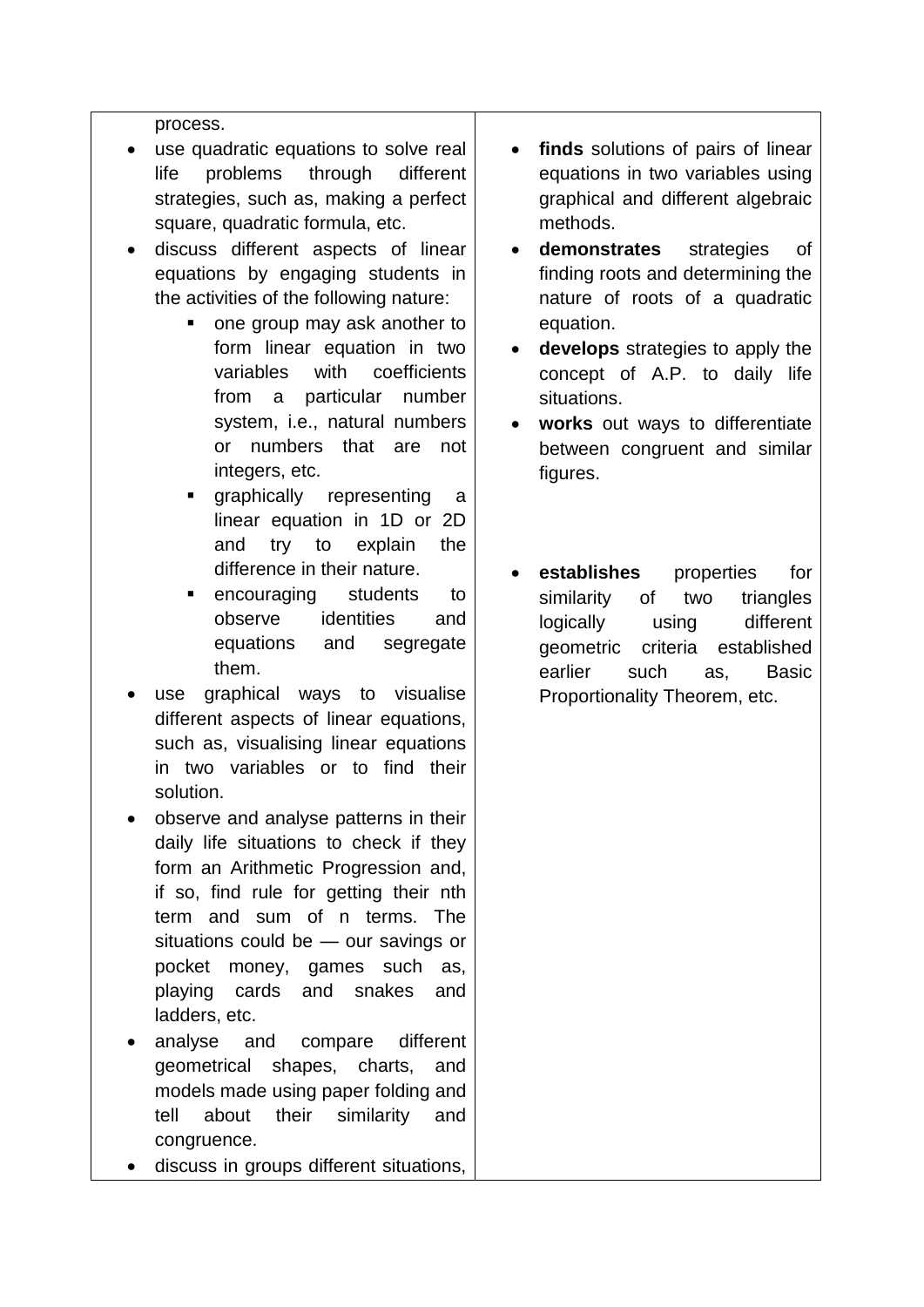| | |
|---|---|
| process.<br>• use quadratic equations to solve real life problems through different strategies, such as, making a perfect square, quadratic formula, etc.<br>• discuss different aspects of linear equations by engaging students in the activities of the following nature:<br>&nbsp;&nbsp;&nbsp;&nbsp;▪ one group may ask another to form linear equation in two variables with coefficients from a particular number system, i.e., natural numbers or numbers that are not integers, etc.<br>&nbsp;&nbsp;&nbsp;&nbsp;▪ graphically representing a linear equation in 1D or 2D and try to explain the difference in their nature.<br>&nbsp;&nbsp;&nbsp;&nbsp;▪ encouraging students to observe identities and equations and segregate them.<br>• use graphical ways to visualise different aspects of linear equations, such as, visualising linear equations in two variables or to find their solution.<br>• observe and analyse patterns in their daily life situations to check if they form an Arithmetic Progression and, if so, find rule for getting their nth term and sum of n terms. The situations could be — our savings or pocket money, games such as, playing cards and snakes and ladders, etc.<br>• analyse and compare different geometrical shapes, charts, and models made using paper folding and tell about their similarity and congruence.<br>• discuss in groups different situations, | • **finds** solutions of pairs of linear equations in two variables using graphical and different algebraic methods.<br>• **demonstrates** strategies of finding roots and determining the nature of roots of a quadratic equation.<br>• **develops** strategies to apply the concept of A.P. to daily life situations.<br>• **works** out ways to differentiate between congruent and similar figures.<br>• **establishes** properties for similarity of two triangles logically using different geometric criteria established earlier such as, Basic Proportionality Theorem, etc. |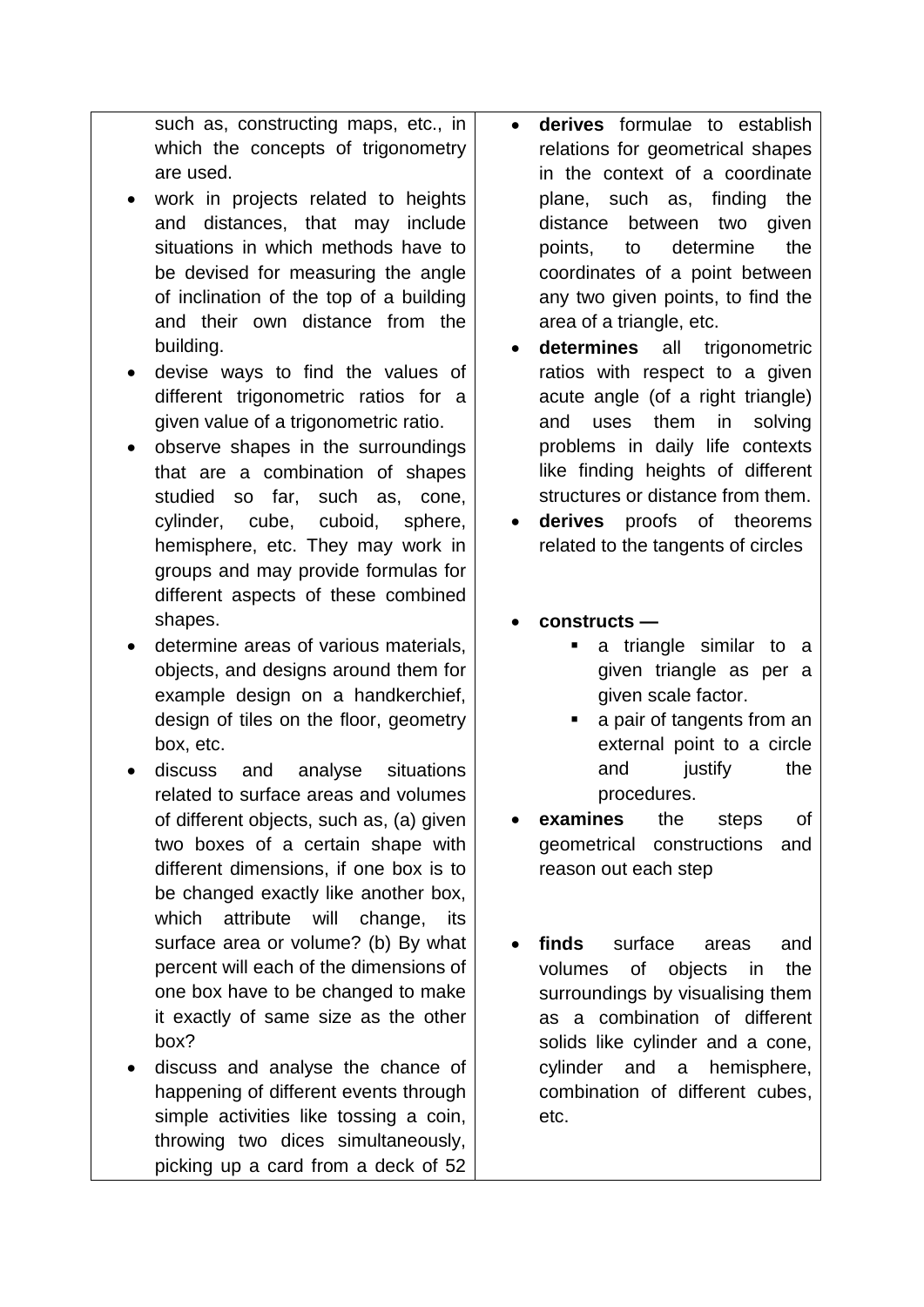| | |
|---|---|
| such as, constructing maps, etc., in which the concepts of trigonometry are used.<br>• work in projects related to heights and distances, that may include situations in which methods have to be devised for measuring the angle of inclination of the top of a building and their own distance from the building.<br>• devise ways to find the values of different trigonometric ratios for a given value of a trigonometric ratio.<br>• observe shapes in the surroundings that are a combination of shapes studied so far, such as, cone, cylinder, cube, cuboid, sphere, hemisphere, etc. They may work in groups and may provide formulas for different aspects of these combined shapes.<br>• determine areas of various materials, objects, and designs around them for example design on a handkerchief, design of tiles on the floor, geometry box, etc.<br>• discuss and analyse situations related to surface areas and volumes of different objects, such as, (a) given two boxes of a certain shape with different dimensions, if one box is to be changed exactly like another box, which attribute will change, its surface area or volume? (b) By what percent will each of the dimensions of one box have to be changed to make it exactly of same size as the other box?<br>• discuss and analyse the chance of happening of different events through simple activities like tossing a coin, throwing two dices simultaneously, picking up a card from a deck of 52 | • **derives** formulae to establish relations for geometrical shapes in the context of a coordinate plane, such as, finding the distance between two given points, to determine the coordinates of a point between any two given points, to find the area of a triangle, etc.<br>• **determines** all trigonometric ratios with respect to a given acute angle (of a right triangle) and uses them in solving problems in daily life contexts like finding heights of different structures or distance from them.<br>• **derives** proofs of theorems related to the tangents of circles<br><br>• **constructs —**<br>▪ a triangle similar to a given triangle as per a given scale factor.<br>▪ a pair of tangents from an external point to a circle and justify the procedures.<br>• **examines** the steps of geometrical constructions and reason out each step<br><br>• **finds** surface areas and volumes of objects in the surroundings by visualising them as a combination of different solids like cylinder and a cone, cylinder and a hemisphere, combination of different cubes, etc. |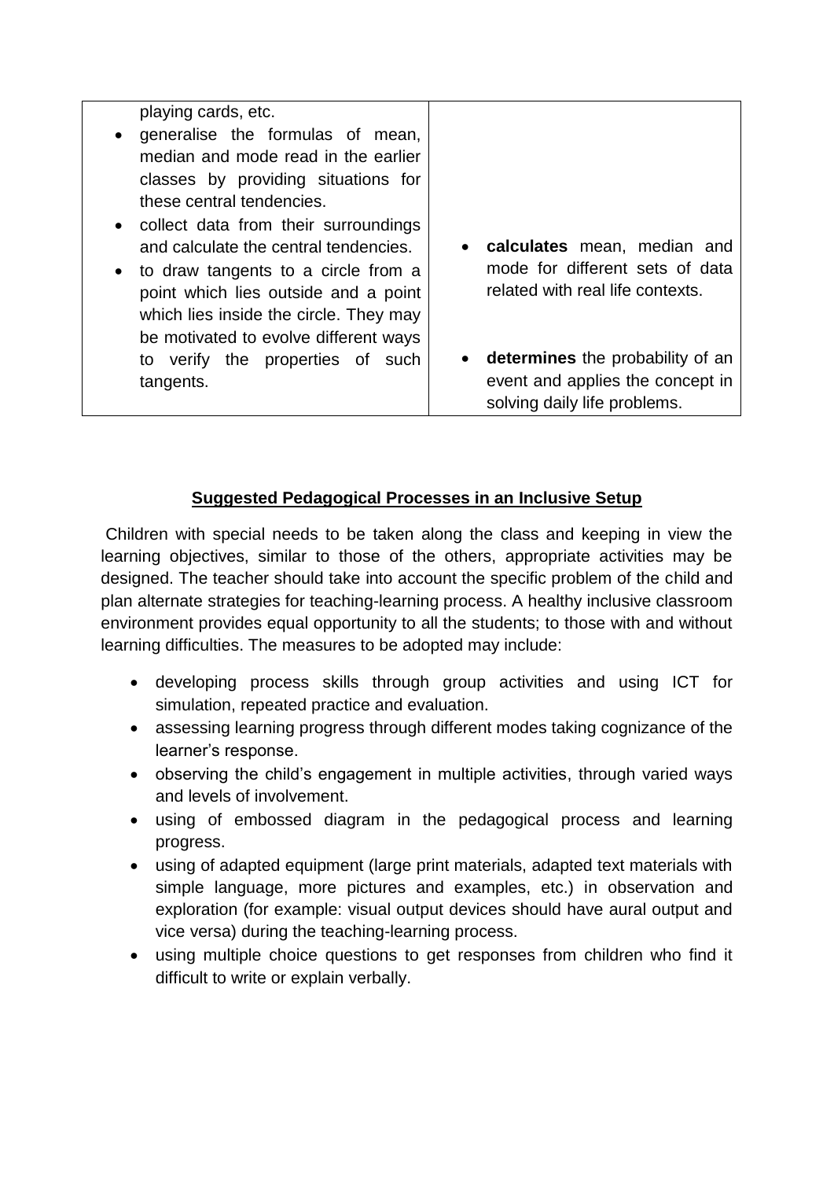| | |
|---|---|
| playing cards, etc.<br>• generalise the formulas of mean, median and mode read in the earlier classes by providing situations for these central tendencies.<br>• collect data from their surroundings and calculate the central tendencies.<br>• to draw tangents to a circle from a point which lies outside and a point which lies inside the circle. They may be motivated to evolve different ways to verify the properties of such tangents. | • **calculates** mean, median and mode for different sets of data related with real life contexts.<br>• **determines** the probability of an event and applies the concept in solving daily life problems. |

## Suggested Pedagogical Processes in an Inclusive Setup

Children with special needs to be taken along the class and keeping in view the learning objectives, similar to those of the others, appropriate activities may be designed. The teacher should take into account the specific problem of the child and plan alternate strategies for teaching-learning process. A healthy inclusive classroom environment provides equal opportunity to all the students; to those with and without learning difficulties. The measures to be adopted may include:

- developing process skills through group activities and using ICT for simulation, repeated practice and evaluation.
- assessing learning progress through different modes taking cognizance of the learner's response.
- observing the child's engagement in multiple activities, through varied ways and levels of involvement.
- using of embossed diagram in the pedagogical process and learning progress.
- using of adapted equipment (large print materials, adapted text materials with simple language, more pictures and examples, etc.) in observation and exploration (for example: visual output devices should have aural output and vice versa) during the teaching-learning process.
- using multiple choice questions to get responses from children who find it difficult to write or explain verbally.